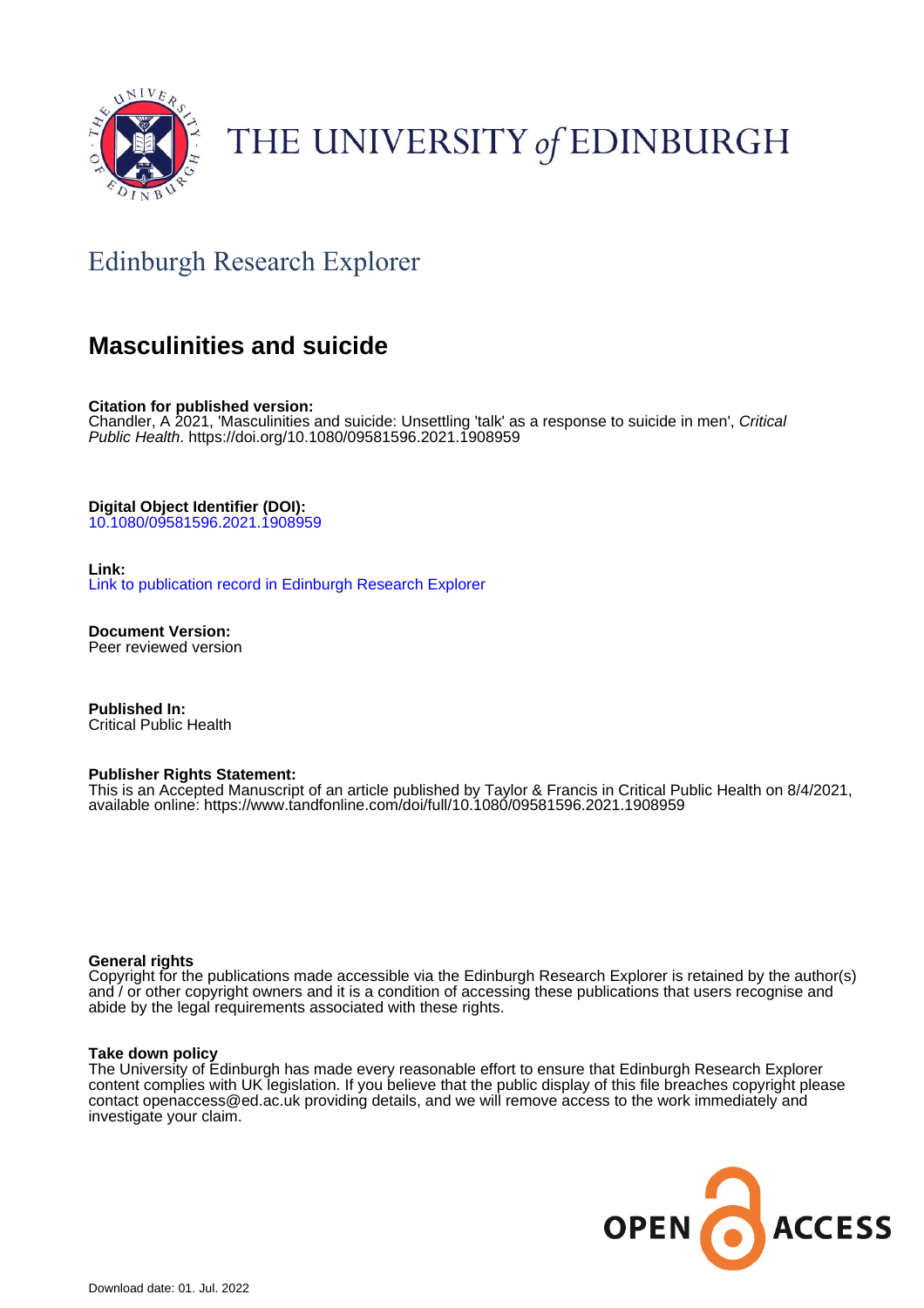# THE UNIVERSITY of EDINBURGH

## Edinburgh Research Explorer

# Masculinities and suicide

**Citation for published version:**
Chandler, A 2021, 'Masculinities and suicide: Unsettling 'talk' as a response to suicide in men', *Critical Public Health*. https://doi.org/10.1080/09581596.2021.1908959

**Digital Object Identifier (DOI):**
10.1080/09581596.2021.1908959

**Link:**
Link to publication record in Edinburgh Research Explorer

**Document Version:**
Peer reviewed version

**Published In:**
Critical Public Health

**Publisher Rights Statement:**
This is an Accepted Manuscript of an article published by Taylor & Francis in Critical Public Health on 8/4/2021, available online: https://www.tandfonline.com/doi/full/10.1080/09581596.2021.1908959

**General rights**
Copyright for the publications made accessible via the Edinburgh Research Explorer is retained by the author(s) and / or other copyright owners and it is a condition of accessing these publications that users recognise and abide by the legal requirements associated with these rights.

**Take down policy**
The University of Edinburgh has made every reasonable effort to ensure that Edinburgh Research Explorer content complies with UK legislation. If you believe that the public display of this file breaches copyright please contact openaccess@ed.ac.uk providing details, and we will remove access to the work immediately and investigate your claim.

OPEN ACCESS

Download date: 01. Jul. 2022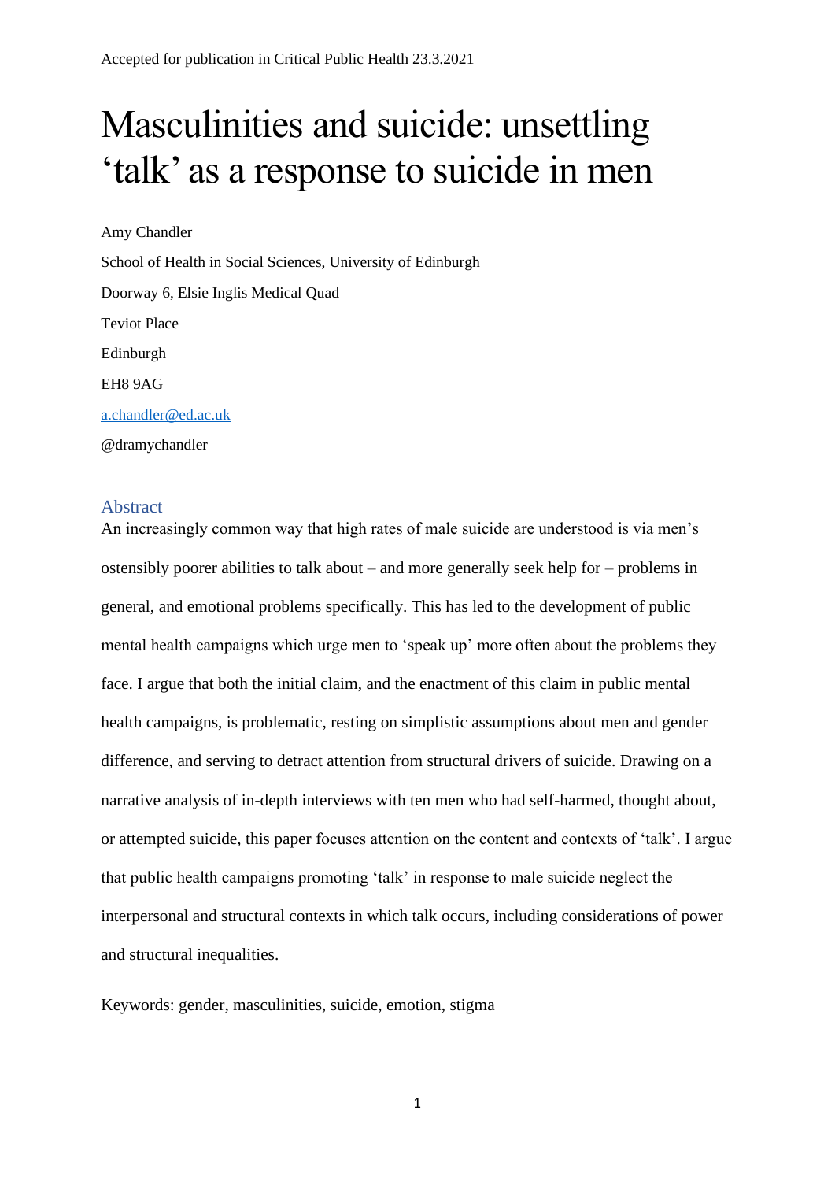Accepted for publication in Critical Public Health 23.3.2021

# Masculinities and suicide: unsettling 'talk' as a response to suicide in men

Amy Chandler

School of Health in Social Sciences, University of Edinburgh

Doorway 6, Elsie Inglis Medical Quad

Teviot Place

Edinburgh

EH8 9AG

a.chandler@ed.ac.uk

@dramychandler

## Abstract

An increasingly common way that high rates of male suicide are understood is via men's ostensibly poorer abilities to talk about – and more generally seek help for – problems in general, and emotional problems specifically. This has led to the development of public mental health campaigns which urge men to 'speak up' more often about the problems they face. I argue that both the initial claim, and the enactment of this claim in public mental health campaigns, is problematic, resting on simplistic assumptions about men and gender difference, and serving to detract attention from structural drivers of suicide. Drawing on a narrative analysis of in-depth interviews with ten men who had self-harmed, thought about, or attempted suicide, this paper focuses attention on the content and contexts of 'talk'. I argue that public health campaigns promoting 'talk' in response to male suicide neglect the interpersonal and structural contexts in which talk occurs, including considerations of power and structural inequalities.

Keywords: gender, masculinities, suicide, emotion, stigma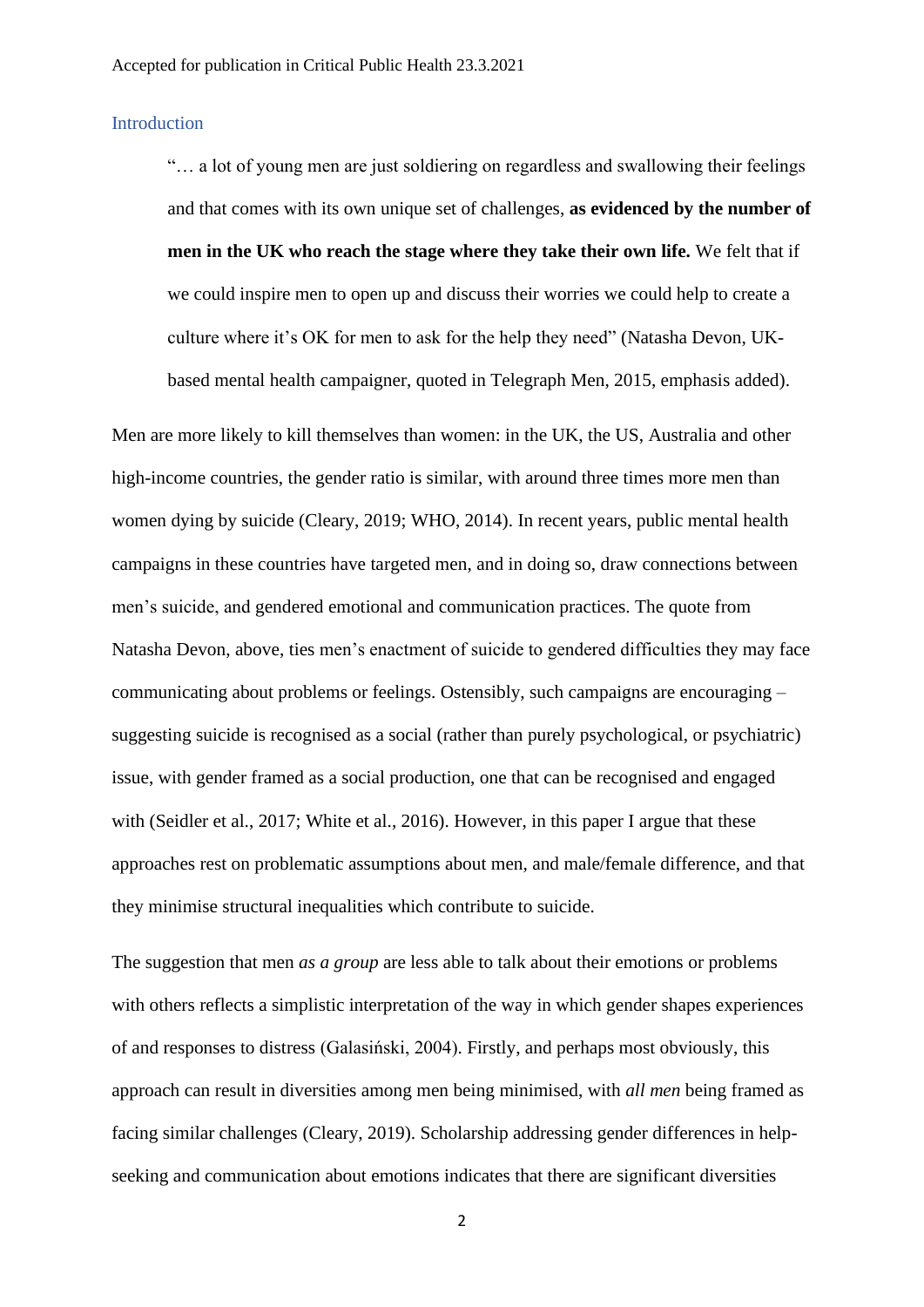## Introduction

> "… a lot of young men are just soldiering on regardless and swallowing their feelings and that comes with its own unique set of challenges, **as evidenced by the number of men in the UK who reach the stage where they take their own life.** We felt that if we could inspire men to open up and discuss their worries we could help to create a culture where it's OK for men to ask for the help they need" (Natasha Devon, UK-based mental health campaigner, quoted in Telegraph Men, 2015, emphasis added).

Men are more likely to kill themselves than women: in the UK, the US, Australia and other high-income countries, the gender ratio is similar, with around three times more men than women dying by suicide (Cleary, 2019; WHO, 2014). In recent years, public mental health campaigns in these countries have targeted men, and in doing so, draw connections between men's suicide, and gendered emotional and communication practices. The quote from Natasha Devon, above, ties men's enactment of suicide to gendered difficulties they may face communicating about problems or feelings. Ostensibly, such campaigns are encouraging – suggesting suicide is recognised as a social (rather than purely psychological, or psychiatric) issue, with gender framed as a social production, one that can be recognised and engaged with (Seidler et al., 2017; White et al., 2016). However, in this paper I argue that these approaches rest on problematic assumptions about men, and male/female difference, and that they minimise structural inequalities which contribute to suicide.

The suggestion that men *as a group* are less able to talk about their emotions or problems with others reflects a simplistic interpretation of the way in which gender shapes experiences of and responses to distress (Galasiński, 2004). Firstly, and perhaps most obviously, this approach can result in diversities among men being minimised, with *all men* being framed as facing similar challenges (Cleary, 2019). Scholarship addressing gender differences in help-seeking and communication about emotions indicates that there are significant diversities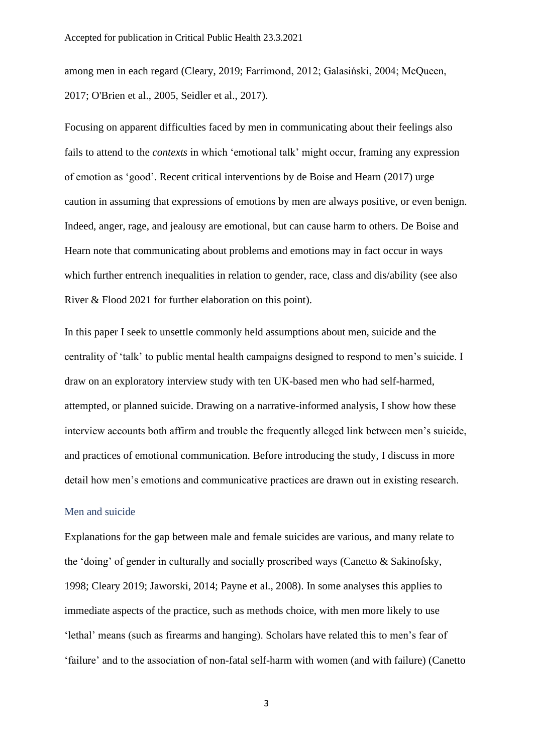among men in each regard (Cleary, 2019; Farrimond, 2012; Galasiński, 2004; McQueen, 2017; O'Brien et al., 2005, Seidler et al., 2017).

Focusing on apparent difficulties faced by men in communicating about their feelings also fails to attend to the *contexts* in which 'emotional talk' might occur, framing any expression of emotion as 'good'. Recent critical interventions by de Boise and Hearn (2017) urge caution in assuming that expressions of emotions by men are always positive, or even benign. Indeed, anger, rage, and jealousy are emotional, but can cause harm to others. De Boise and Hearn note that communicating about problems and emotions may in fact occur in ways which further entrench inequalities in relation to gender, race, class and dis/ability (see also River & Flood 2021 for further elaboration on this point).

In this paper I seek to unsettle commonly held assumptions about men, suicide and the centrality of 'talk' to public mental health campaigns designed to respond to men's suicide. I draw on an exploratory interview study with ten UK-based men who had self-harmed, attempted, or planned suicide. Drawing on a narrative-informed analysis, I show how these interview accounts both affirm and trouble the frequently alleged link between men's suicide, and practices of emotional communication. Before introducing the study, I discuss in more detail how men's emotions and communicative practices are drawn out in existing research.

## Men and suicide

Explanations for the gap between male and female suicides are various, and many relate to the 'doing' of gender in culturally and socially proscribed ways (Canetto & Sakinofsky, 1998; Cleary 2019; Jaworski, 2014; Payne et al., 2008). In some analyses this applies to immediate aspects of the practice, such as methods choice, with men more likely to use 'lethal' means (such as firearms and hanging). Scholars have related this to men's fear of 'failure' and to the association of non-fatal self-harm with women (and with failure) (Canetto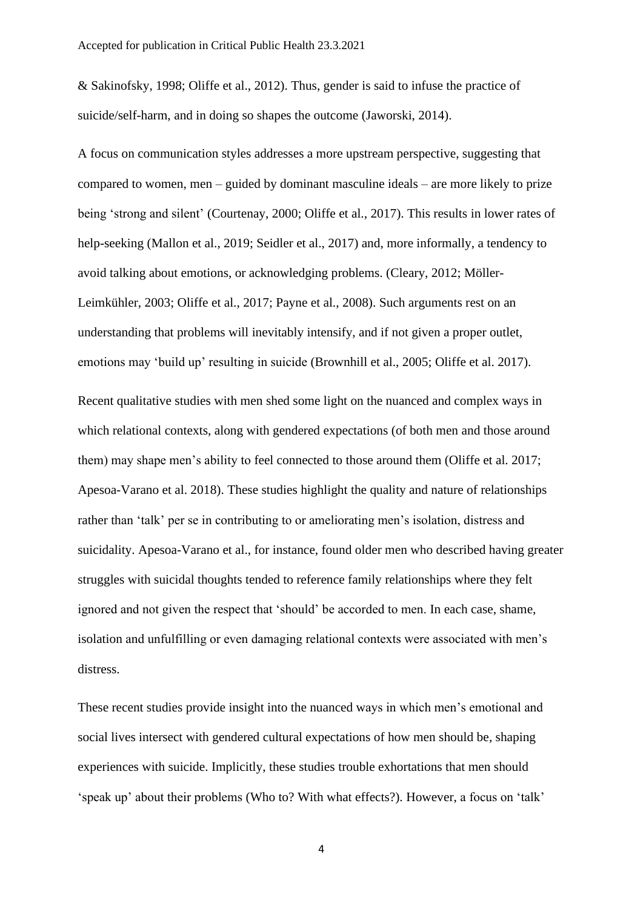& Sakinofsky, 1998; Oliffe et al., 2012). Thus, gender is said to infuse the practice of suicide/self-harm, and in doing so shapes the outcome (Jaworski, 2014).

A focus on communication styles addresses a more upstream perspective, suggesting that compared to women, men – guided by dominant masculine ideals – are more likely to prize being 'strong and silent' (Courtenay, 2000; Oliffe et al., 2017). This results in lower rates of help-seeking (Mallon et al., 2019; Seidler et al., 2017) and, more informally, a tendency to avoid talking about emotions, or acknowledging problems. (Cleary, 2012; Möller-Leimkühler, 2003; Oliffe et al., 2017; Payne et al., 2008). Such arguments rest on an understanding that problems will inevitably intensify, and if not given a proper outlet, emotions may 'build up' resulting in suicide (Brownhill et al., 2005; Oliffe et al. 2017).

Recent qualitative studies with men shed some light on the nuanced and complex ways in which relational contexts, along with gendered expectations (of both men and those around them) may shape men's ability to feel connected to those around them (Oliffe et al. 2017; Apesoa-Varano et al. 2018). These studies highlight the quality and nature of relationships rather than 'talk' per se in contributing to or ameliorating men's isolation, distress and suicidality. Apesoa-Varano et al., for instance, found older men who described having greater struggles with suicidal thoughts tended to reference family relationships where they felt ignored and not given the respect that 'should' be accorded to men. In each case, shame, isolation and unfulfilling or even damaging relational contexts were associated with men's distress.

These recent studies provide insight into the nuanced ways in which men's emotional and social lives intersect with gendered cultural expectations of how men should be, shaping experiences with suicide. Implicitly, these studies trouble exhortations that men should 'speak up' about their problems (Who to? With what effects?). However, a focus on 'talk'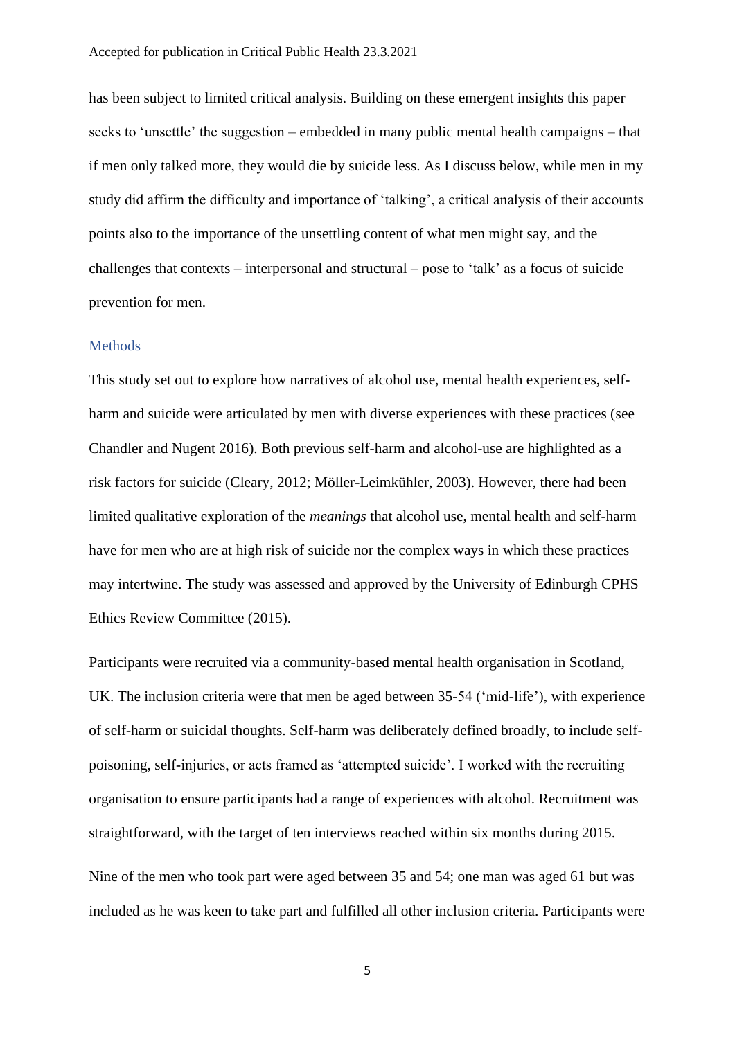has been subject to limited critical analysis. Building on these emergent insights this paper seeks to 'unsettle' the suggestion – embedded in many public mental health campaigns – that if men only talked more, they would die by suicide less. As I discuss below, while men in my study did affirm the difficulty and importance of 'talking', a critical analysis of their accounts points also to the importance of the unsettling content of what men might say, and the challenges that contexts – interpersonal and structural – pose to 'talk' as a focus of suicide prevention for men.

## Methods

This study set out to explore how narratives of alcohol use, mental health experiences, self-harm and suicide were articulated by men with diverse experiences with these practices (see Chandler and Nugent 2016). Both previous self-harm and alcohol-use are highlighted as a risk factors for suicide (Cleary, 2012; Möller-Leimkühler, 2003). However, there had been limited qualitative exploration of the *meanings* that alcohol use, mental health and self-harm have for men who are at high risk of suicide nor the complex ways in which these practices may intertwine. The study was assessed and approved by the University of Edinburgh CPHS Ethics Review Committee (2015).

Participants were recruited via a community-based mental health organisation in Scotland, UK. The inclusion criteria were that men be aged between 35-54 ('mid-life'), with experience of self-harm or suicidal thoughts. Self-harm was deliberately defined broadly, to include self-poisoning, self-injuries, or acts framed as 'attempted suicide'. I worked with the recruiting organisation to ensure participants had a range of experiences with alcohol. Recruitment was straightforward, with the target of ten interviews reached within six months during 2015.

Nine of the men who took part were aged between 35 and 54; one man was aged 61 but was included as he was keen to take part and fulfilled all other inclusion criteria. Participants were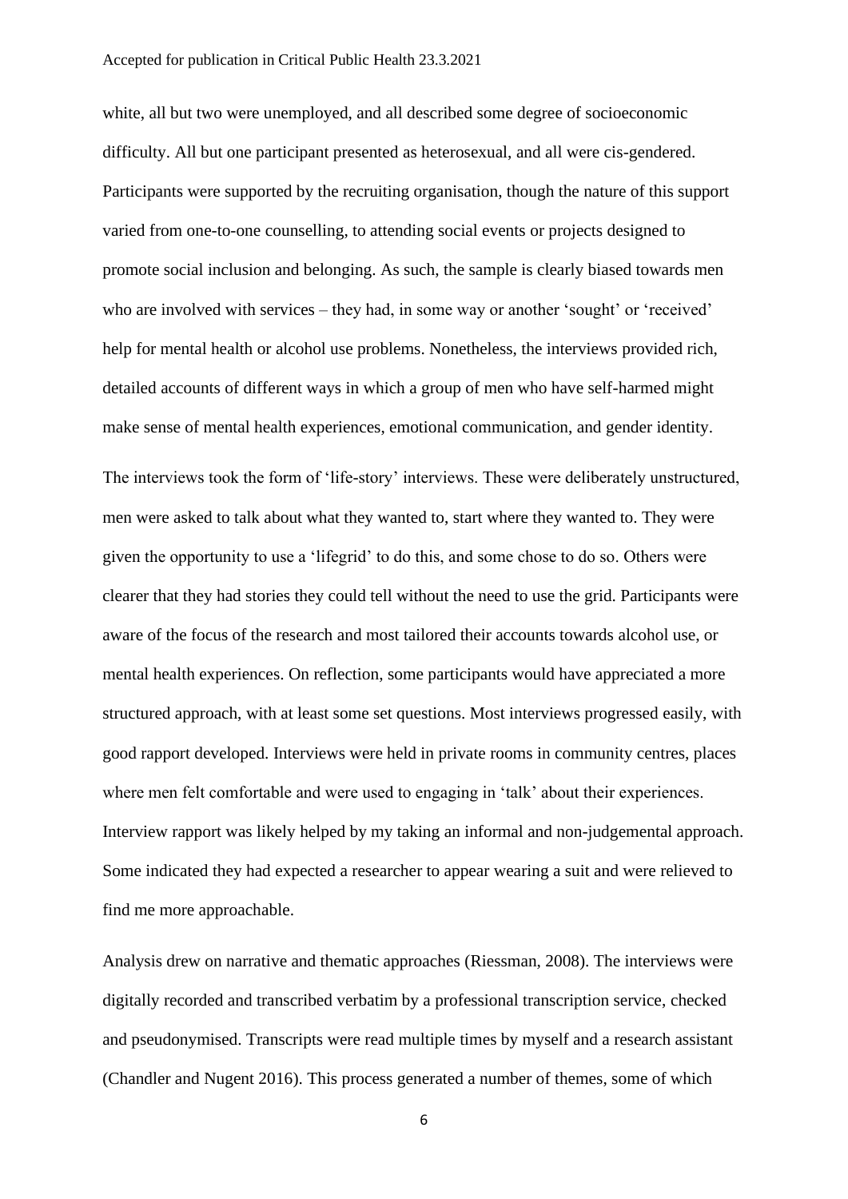white, all but two were unemployed, and all described some degree of socioeconomic difficulty. All but one participant presented as heterosexual, and all were cis-gendered. Participants were supported by the recruiting organisation, though the nature of this support varied from one-to-one counselling, to attending social events or projects designed to promote social inclusion and belonging. As such, the sample is clearly biased towards men who are involved with services – they had, in some way or another 'sought' or 'received' help for mental health or alcohol use problems. Nonetheless, the interviews provided rich, detailed accounts of different ways in which a group of men who have self-harmed might make sense of mental health experiences, emotional communication, and gender identity.

The interviews took the form of 'life-story' interviews. These were deliberately unstructured, men were asked to talk about what they wanted to, start where they wanted to. They were given the opportunity to use a 'lifegrid' to do this, and some chose to do so. Others were clearer that they had stories they could tell without the need to use the grid. Participants were aware of the focus of the research and most tailored their accounts towards alcohol use, or mental health experiences. On reflection, some participants would have appreciated a more structured approach, with at least some set questions. Most interviews progressed easily, with good rapport developed. Interviews were held in private rooms in community centres, places where men felt comfortable and were used to engaging in 'talk' about their experiences. Interview rapport was likely helped by my taking an informal and non-judgemental approach. Some indicated they had expected a researcher to appear wearing a suit and were relieved to find me more approachable.

Analysis drew on narrative and thematic approaches (Riessman, 2008). The interviews were digitally recorded and transcribed verbatim by a professional transcription service, checked and pseudonymised. Transcripts were read multiple times by myself and a research assistant (Chandler and Nugent 2016). This process generated a number of themes, some of which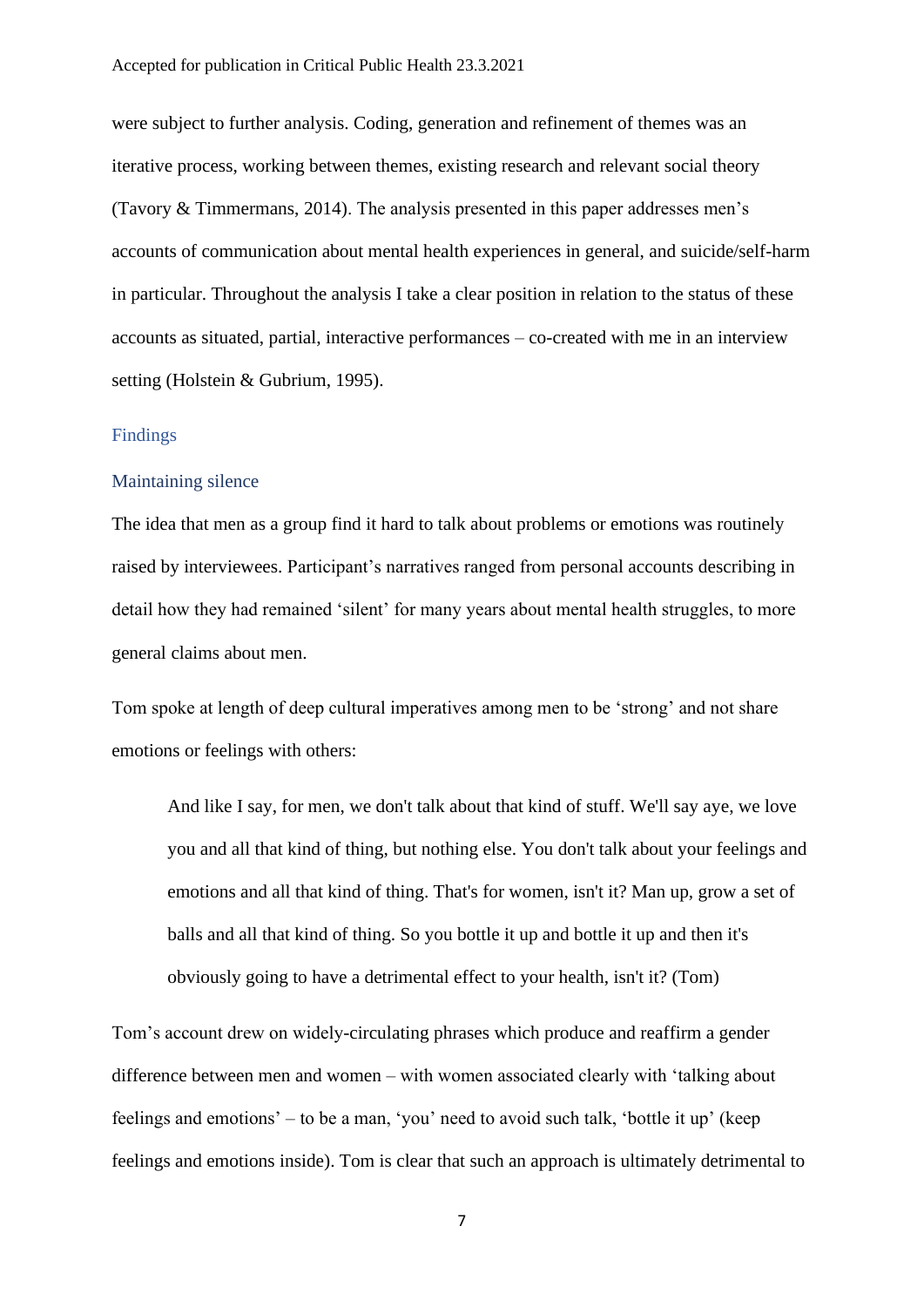were subject to further analysis. Coding, generation and refinement of themes was an iterative process, working between themes, existing research and relevant social theory (Tavory & Timmermans, 2014). The analysis presented in this paper addresses men's accounts of communication about mental health experiences in general, and suicide/self-harm in particular. Throughout the analysis I take a clear position in relation to the status of these accounts as situated, partial, interactive performances – co-created with me in an interview setting (Holstein & Gubrium, 1995).

## Findings

### Maintaining silence

The idea that men as a group find it hard to talk about problems or emotions was routinely raised by interviewees. Participant's narratives ranged from personal accounts describing in detail how they had remained 'silent' for many years about mental health struggles, to more general claims about men.

Tom spoke at length of deep cultural imperatives among men to be 'strong' and not share emotions or feelings with others:

> And like I say, for men, we don't talk about that kind of stuff. We'll say aye, we love you and all that kind of thing, but nothing else. You don't talk about your feelings and emotions and all that kind of thing. That's for women, isn't it? Man up, grow a set of balls and all that kind of thing. So you bottle it up and bottle it up and then it's obviously going to have a detrimental effect to your health, isn't it? (Tom)

Tom's account drew on widely-circulating phrases which produce and reaffirm a gender difference between men and women – with women associated clearly with 'talking about feelings and emotions' – to be a man, 'you' need to avoid such talk, 'bottle it up' (keep feelings and emotions inside). Tom is clear that such an approach is ultimately detrimental to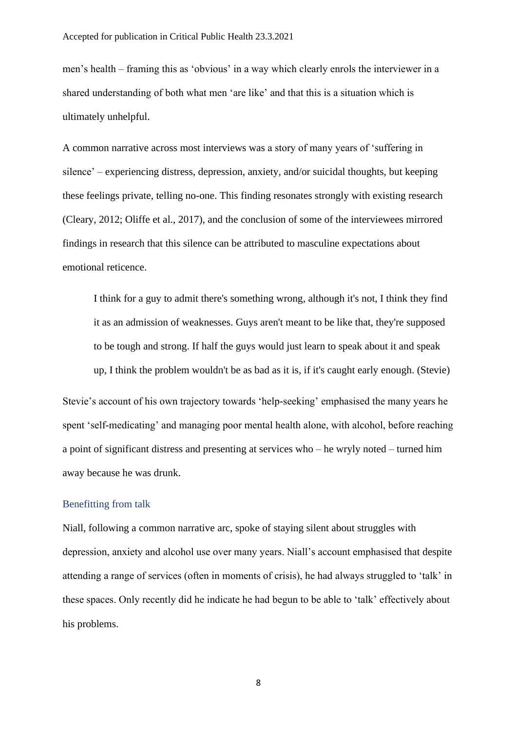men's health – framing this as 'obvious' in a way which clearly enrols the interviewer in a shared understanding of both what men 'are like' and that this is a situation which is ultimately unhelpful.

A common narrative across most interviews was a story of many years of 'suffering in silence' – experiencing distress, depression, anxiety, and/or suicidal thoughts, but keeping these feelings private, telling no-one. This finding resonates strongly with existing research (Cleary, 2012; Oliffe et al., 2017), and the conclusion of some of the interviewees mirrored findings in research that this silence can be attributed to masculine expectations about emotional reticence.

> I think for a guy to admit there's something wrong, although it's not, I think they find it as an admission of weaknesses. Guys aren't meant to be like that, they're supposed to be tough and strong. If half the guys would just learn to speak about it and speak up, I think the problem wouldn't be as bad as it is, if it's caught early enough. (Stevie)

Stevie's account of his own trajectory towards 'help-seeking' emphasised the many years he spent 'self-medicating' and managing poor mental health alone, with alcohol, before reaching a point of significant distress and presenting at services who – he wryly noted – turned him away because he was drunk.

### Benefitting from talk

Niall, following a common narrative arc, spoke of staying silent about struggles with depression, anxiety and alcohol use over many years. Niall's account emphasised that despite attending a range of services (often in moments of crisis), he had always struggled to 'talk' in these spaces. Only recently did he indicate he had begun to be able to 'talk' effectively about his problems.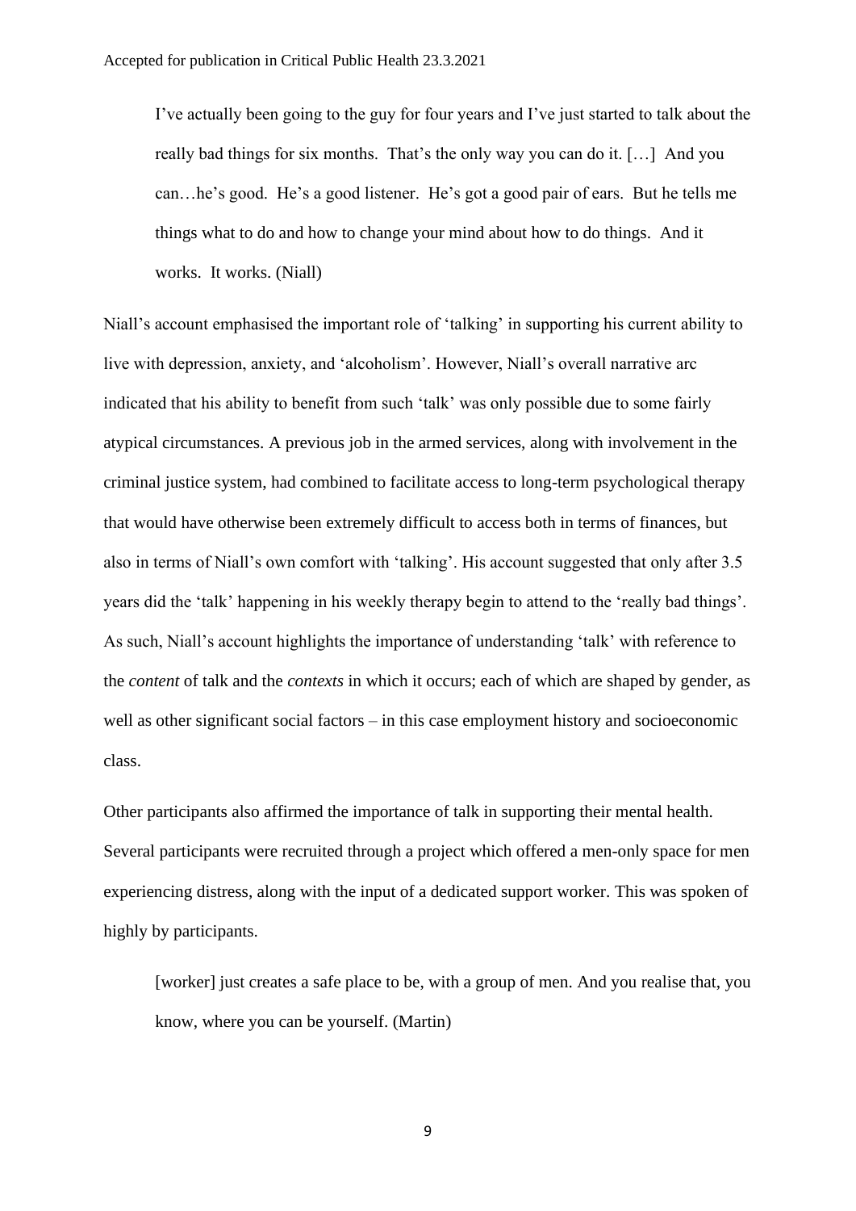> I've actually been going to the guy for four years and I've just started to talk about the really bad things for six months. That's the only way you can do it. […] And you can…he's good. He's a good listener. He's got a good pair of ears. But he tells me things what to do and how to change your mind about how to do things. And it works. It works. (Niall)

Niall's account emphasised the important role of 'talking' in supporting his current ability to live with depression, anxiety, and 'alcoholism'. However, Niall's overall narrative arc indicated that his ability to benefit from such 'talk' was only possible due to some fairly atypical circumstances. A previous job in the armed services, along with involvement in the criminal justice system, had combined to facilitate access to long-term psychological therapy that would have otherwise been extremely difficult to access both in terms of finances, but also in terms of Niall's own comfort with 'talking'. His account suggested that only after 3.5 years did the 'talk' happening in his weekly therapy begin to attend to the 'really bad things'. As such, Niall's account highlights the importance of understanding 'talk' with reference to the *content* of talk and the *contexts* in which it occurs; each of which are shaped by gender, as well as other significant social factors – in this case employment history and socioeconomic class.

Other participants also affirmed the importance of talk in supporting their mental health. Several participants were recruited through a project which offered a men-only space for men experiencing distress, along with the input of a dedicated support worker. This was spoken of highly by participants.

> [worker] just creates a safe place to be, with a group of men. And you realise that, you know, where you can be yourself. (Martin)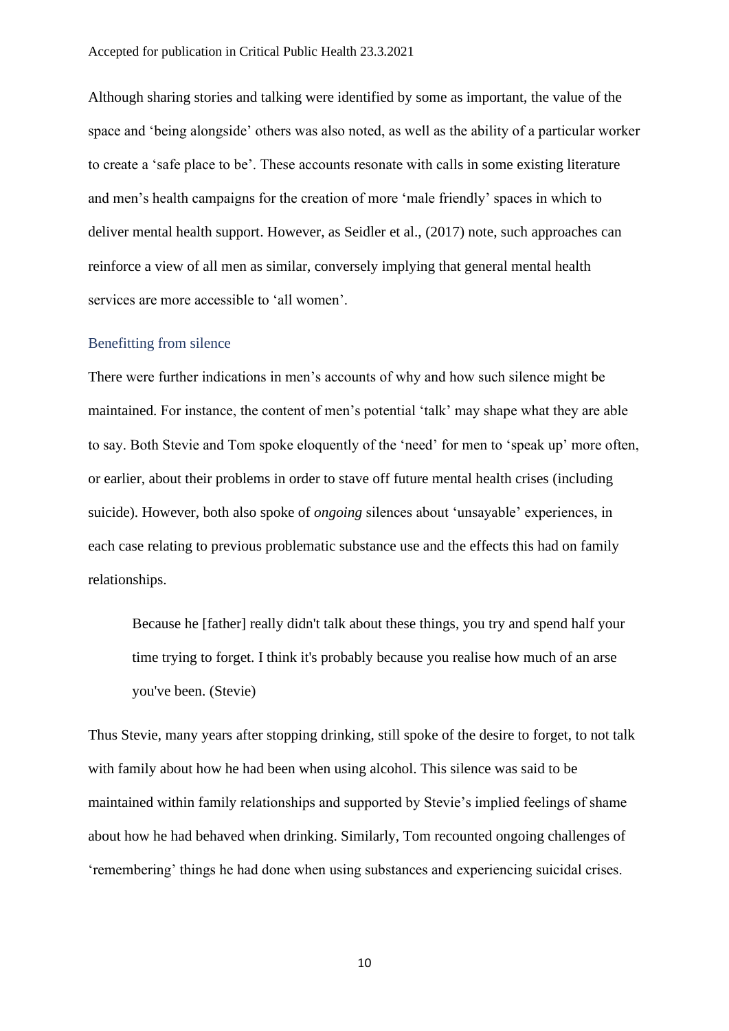Although sharing stories and talking were identified by some as important, the value of the space and 'being alongside' others was also noted, as well as the ability of a particular worker to create a 'safe place to be'. These accounts resonate with calls in some existing literature and men's health campaigns for the creation of more 'male friendly' spaces in which to deliver mental health support. However, as Seidler et al., (2017) note, such approaches can reinforce a view of all men as similar, conversely implying that general mental health services are more accessible to 'all women'.

### Benefitting from silence

There were further indications in men's accounts of why and how such silence might be maintained. For instance, the content of men's potential 'talk' may shape what they are able to say. Both Stevie and Tom spoke eloquently of the 'need' for men to 'speak up' more often, or earlier, about their problems in order to stave off future mental health crises (including suicide). However, both also spoke of *ongoing* silences about 'unsayable' experiences, in each case relating to previous problematic substance use and the effects this had on family relationships.

> Because he [father] really didn't talk about these things, you try and spend half your time trying to forget. I think it's probably because you realise how much of an arse you've been. (Stevie)

Thus Stevie, many years after stopping drinking, still spoke of the desire to forget, to not talk with family about how he had been when using alcohol. This silence was said to be maintained within family relationships and supported by Stevie's implied feelings of shame about how he had behaved when drinking. Similarly, Tom recounted ongoing challenges of 'remembering' things he had done when using substances and experiencing suicidal crises.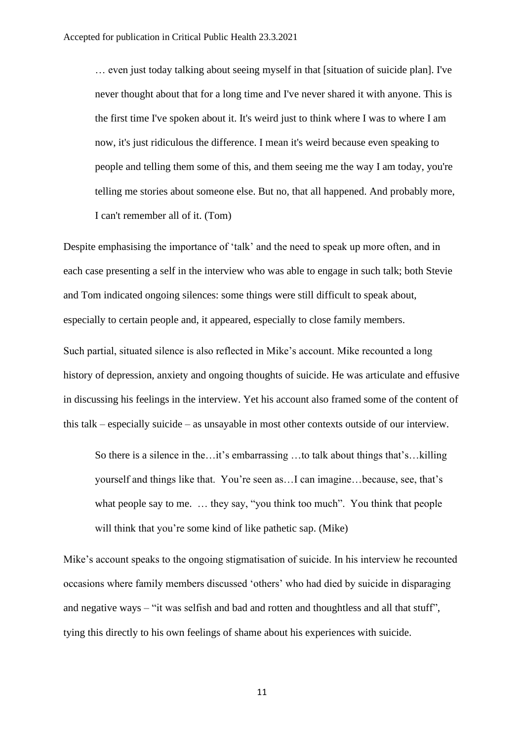> … even just today talking about seeing myself in that [situation of suicide plan]. I've never thought about that for a long time and I've never shared it with anyone. This is the first time I've spoken about it. It's weird just to think where I was to where I am now, it's just ridiculous the difference. I mean it's weird because even speaking to people and telling them some of this, and them seeing me the way I am today, you're telling me stories about someone else. But no, that all happened. And probably more, I can't remember all of it. (Tom)

Despite emphasising the importance of 'talk' and the need to speak up more often, and in each case presenting a self in the interview who was able to engage in such talk; both Stevie and Tom indicated ongoing silences: some things were still difficult to speak about, especially to certain people and, it appeared, especially to close family members.

Such partial, situated silence is also reflected in Mike's account. Mike recounted a long history of depression, anxiety and ongoing thoughts of suicide. He was articulate and effusive in discussing his feelings in the interview. Yet his account also framed some of the content of this talk – especially suicide – as unsayable in most other contexts outside of our interview.

> So there is a silence in the…it's embarrassing …to talk about things that's…killing yourself and things like that. You're seen as…I can imagine…because, see, that's what people say to me. … they say, "you think too much". You think that people will think that you're some kind of like pathetic sap. (Mike)

Mike's account speaks to the ongoing stigmatisation of suicide. In his interview he recounted occasions where family members discussed 'others' who had died by suicide in disparaging and negative ways – "it was selfish and bad and rotten and thoughtless and all that stuff", tying this directly to his own feelings of shame about his experiences with suicide.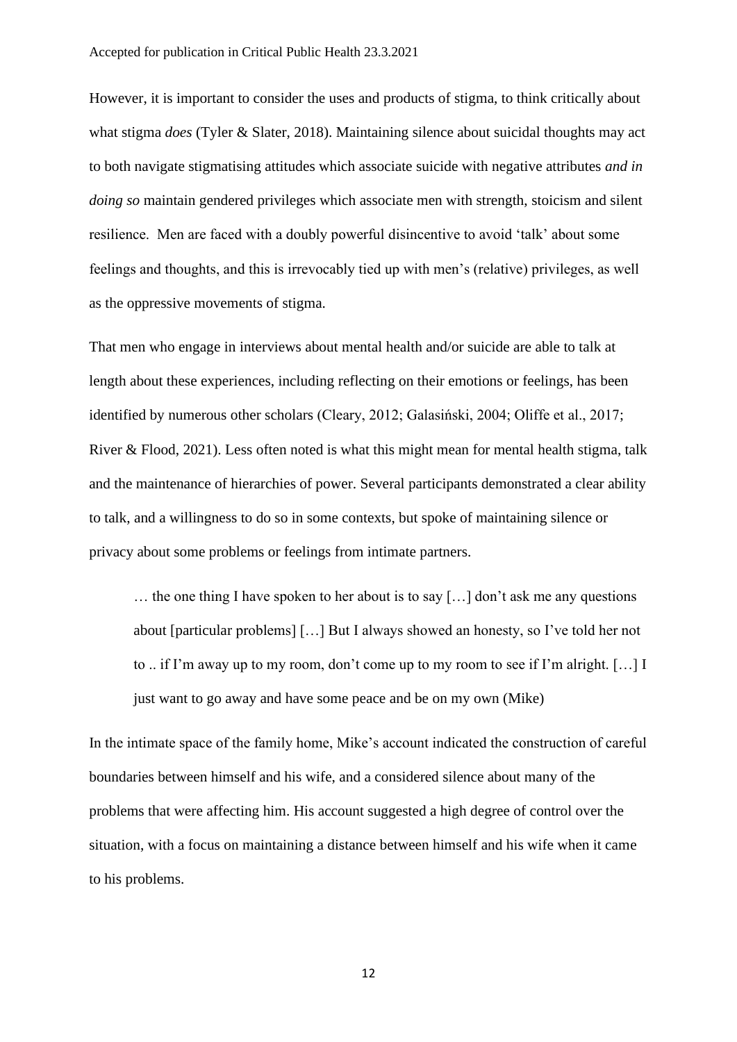However, it is important to consider the uses and products of stigma, to think critically about what stigma *does* (Tyler & Slater, 2018). Maintaining silence about suicidal thoughts may act to both navigate stigmatising attitudes which associate suicide with negative attributes *and in doing so* maintain gendered privileges which associate men with strength, stoicism and silent resilience. Men are faced with a doubly powerful disincentive to avoid 'talk' about some feelings and thoughts, and this is irrevocably tied up with men's (relative) privileges, as well as the oppressive movements of stigma.

That men who engage in interviews about mental health and/or suicide are able to talk at length about these experiences, including reflecting on their emotions or feelings, has been identified by numerous other scholars (Cleary, 2012; Galasiński, 2004; Oliffe et al., 2017; River & Flood, 2021). Less often noted is what this might mean for mental health stigma, talk and the maintenance of hierarchies of power. Several participants demonstrated a clear ability to talk, and a willingness to do so in some contexts, but spoke of maintaining silence or privacy about some problems or feelings from intimate partners.

> … the one thing I have spoken to her about is to say […] don't ask me any questions about [particular problems] […] But I always showed an honesty, so I've told her not to .. if I'm away up to my room, don't come up to my room to see if I'm alright. […] I just want to go away and have some peace and be on my own (Mike)

In the intimate space of the family home, Mike's account indicated the construction of careful boundaries between himself and his wife, and a considered silence about many of the problems that were affecting him. His account suggested a high degree of control over the situation, with a focus on maintaining a distance between himself and his wife when it came to his problems.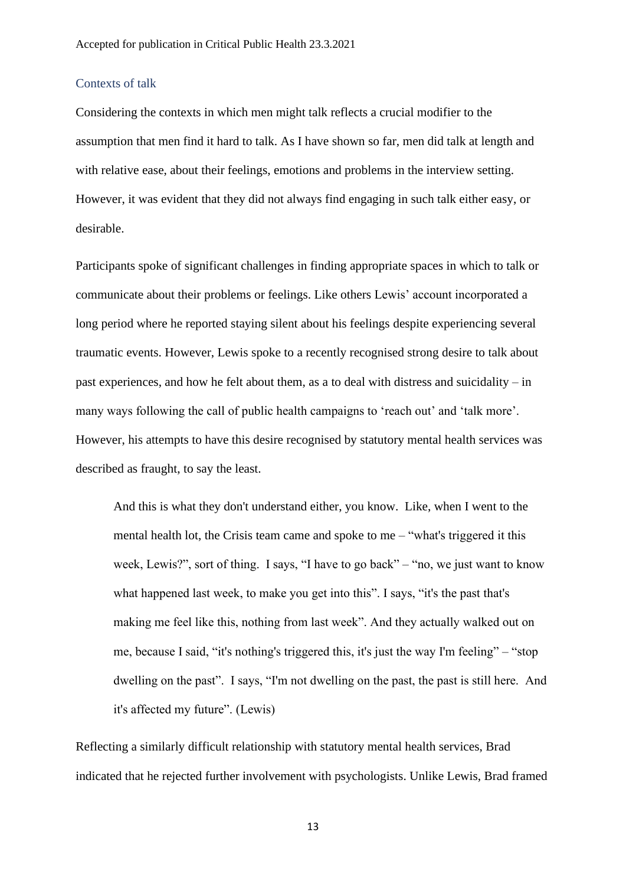## Contexts of talk

Considering the contexts in which men might talk reflects a crucial modifier to the assumption that men find it hard to talk. As I have shown so far, men did talk at length and with relative ease, about their feelings, emotions and problems in the interview setting. However, it was evident that they did not always find engaging in such talk either easy, or desirable.

Participants spoke of significant challenges in finding appropriate spaces in which to talk or communicate about their problems or feelings. Like others Lewis' account incorporated a long period where he reported staying silent about his feelings despite experiencing several traumatic events. However, Lewis spoke to a recently recognised strong desire to talk about past experiences, and how he felt about them, as a to deal with distress and suicidality – in many ways following the call of public health campaigns to 'reach out' and 'talk more'. However, his attempts to have this desire recognised by statutory mental health services was described as fraught, to say the least.

> And this is what they don't understand either, you know. Like, when I went to the mental health lot, the Crisis team came and spoke to me – "what's triggered it this week, Lewis?", sort of thing. I says, "I have to go back" – "no, we just want to know what happened last week, to make you get into this". I says, "it's the past that's making me feel like this, nothing from last week". And they actually walked out on me, because I said, "it's nothing's triggered this, it's just the way I'm feeling" – "stop dwelling on the past". I says, "I'm not dwelling on the past, the past is still here. And it's affected my future". (Lewis)

Reflecting a similarly difficult relationship with statutory mental health services, Brad indicated that he rejected further involvement with psychologists. Unlike Lewis, Brad framed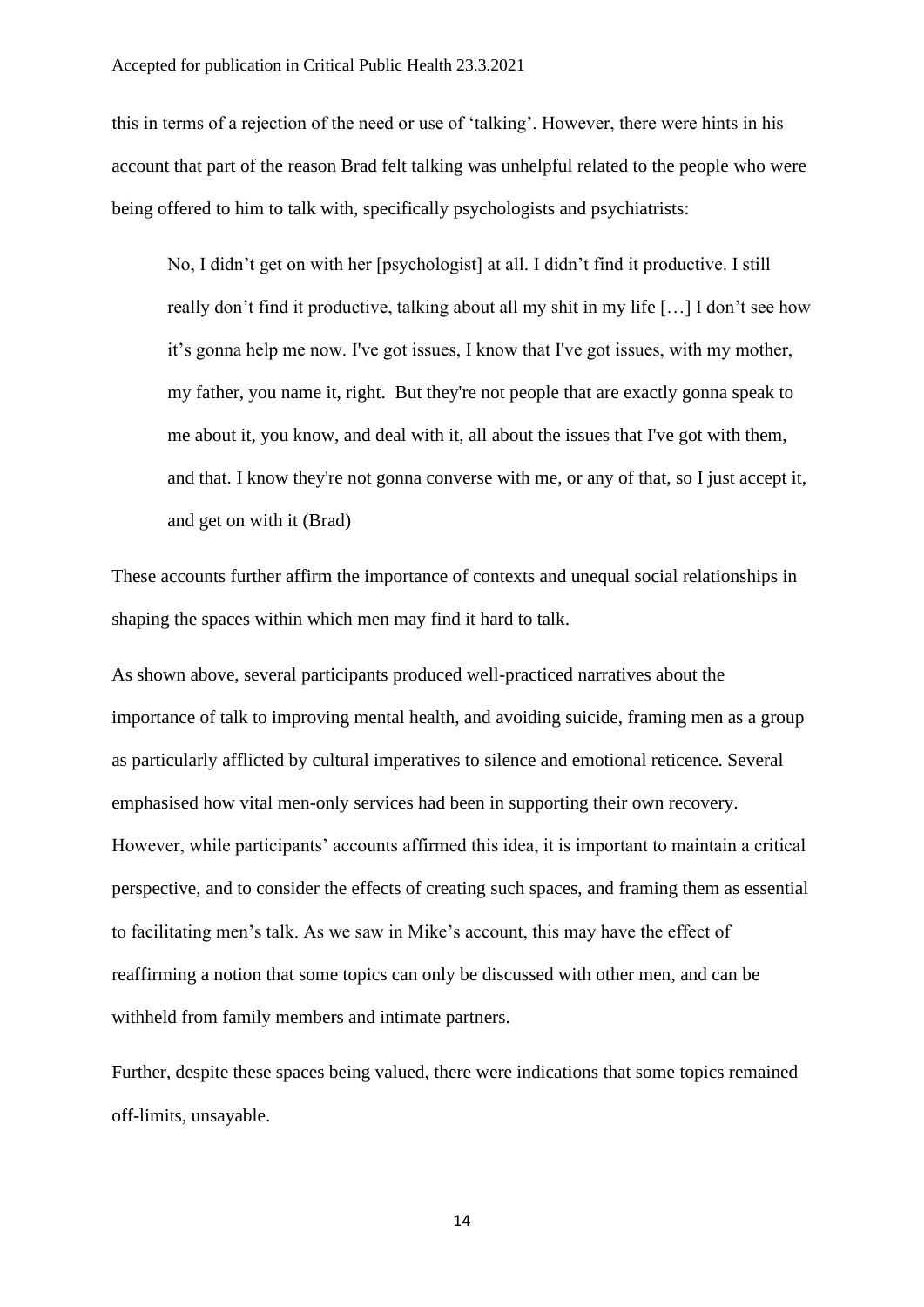this in terms of a rejection of the need or use of 'talking'. However, there were hints in his account that part of the reason Brad felt talking was unhelpful related to the people who were being offered to him to talk with, specifically psychologists and psychiatrists:

> No, I didn't get on with her [psychologist] at all. I didn't find it productive. I still really don't find it productive, talking about all my shit in my life […] I don't see how it's gonna help me now. I've got issues, I know that I've got issues, with my mother, my father, you name it, right. But they're not people that are exactly gonna speak to me about it, you know, and deal with it, all about the issues that I've got with them, and that. I know they're not gonna converse with me, or any of that, so I just accept it, and get on with it (Brad)

These accounts further affirm the importance of contexts and unequal social relationships in shaping the spaces within which men may find it hard to talk.

As shown above, several participants produced well-practiced narratives about the importance of talk to improving mental health, and avoiding suicide, framing men as a group as particularly afflicted by cultural imperatives to silence and emotional reticence. Several emphasised how vital men-only services had been in supporting their own recovery. However, while participants' accounts affirmed this idea, it is important to maintain a critical perspective, and to consider the effects of creating such spaces, and framing them as essential to facilitating men's talk. As we saw in Mike's account, this may have the effect of reaffirming a notion that some topics can only be discussed with other men, and can be withheld from family members and intimate partners.

Further, despite these spaces being valued, there were indications that some topics remained off-limits, unsayable.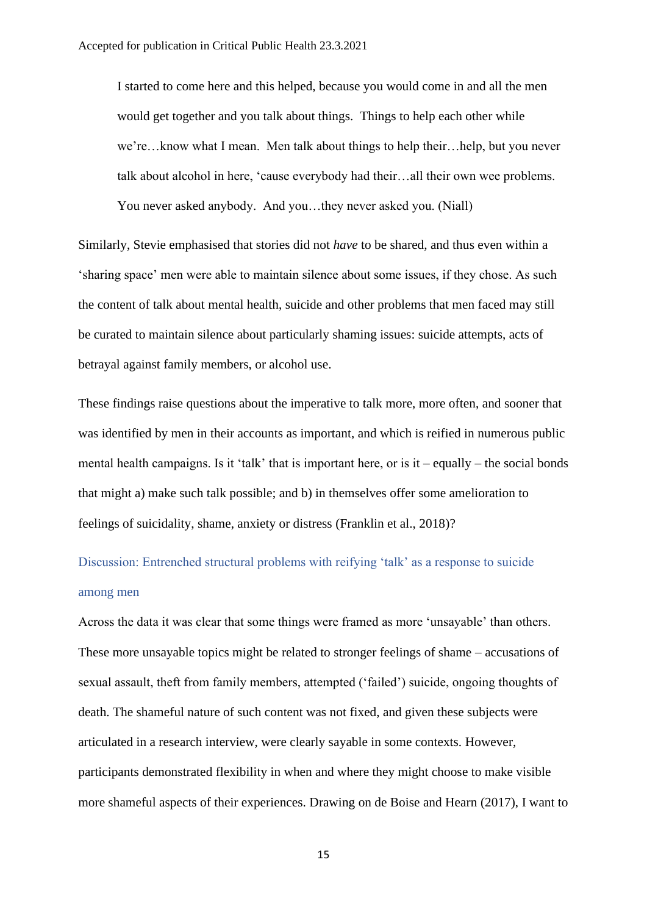> I started to come here and this helped, because you would come in and all the men would get together and you talk about things. Things to help each other while we're…know what I mean. Men talk about things to help their…help, but you never talk about alcohol in here, 'cause everybody had their…all their own wee problems. You never asked anybody. And you…they never asked you. (Niall)

Similarly, Stevie emphasised that stories did not *have* to be shared, and thus even within a 'sharing space' men were able to maintain silence about some issues, if they chose. As such the content of talk about mental health, suicide and other problems that men faced may still be curated to maintain silence about particularly shaming issues: suicide attempts, acts of betrayal against family members, or alcohol use.

These findings raise questions about the imperative to talk more, more often, and sooner that was identified by men in their accounts as important, and which is reified in numerous public mental health campaigns. Is it 'talk' that is important here, or is it – equally – the social bonds that might a) make such talk possible; and b) in themselves offer some amelioration to feelings of suicidality, shame, anxiety or distress (Franklin et al., 2018)?

## Discussion: Entrenched structural problems with reifying 'talk' as a response to suicide among men

Across the data it was clear that some things were framed as more 'unsayable' than others. These more unsayable topics might be related to stronger feelings of shame – accusations of sexual assault, theft from family members, attempted ('failed') suicide, ongoing thoughts of death. The shameful nature of such content was not fixed, and given these subjects were articulated in a research interview, were clearly sayable in some contexts. However, participants demonstrated flexibility in when and where they might choose to make visible more shameful aspects of their experiences. Drawing on de Boise and Hearn (2017), I want to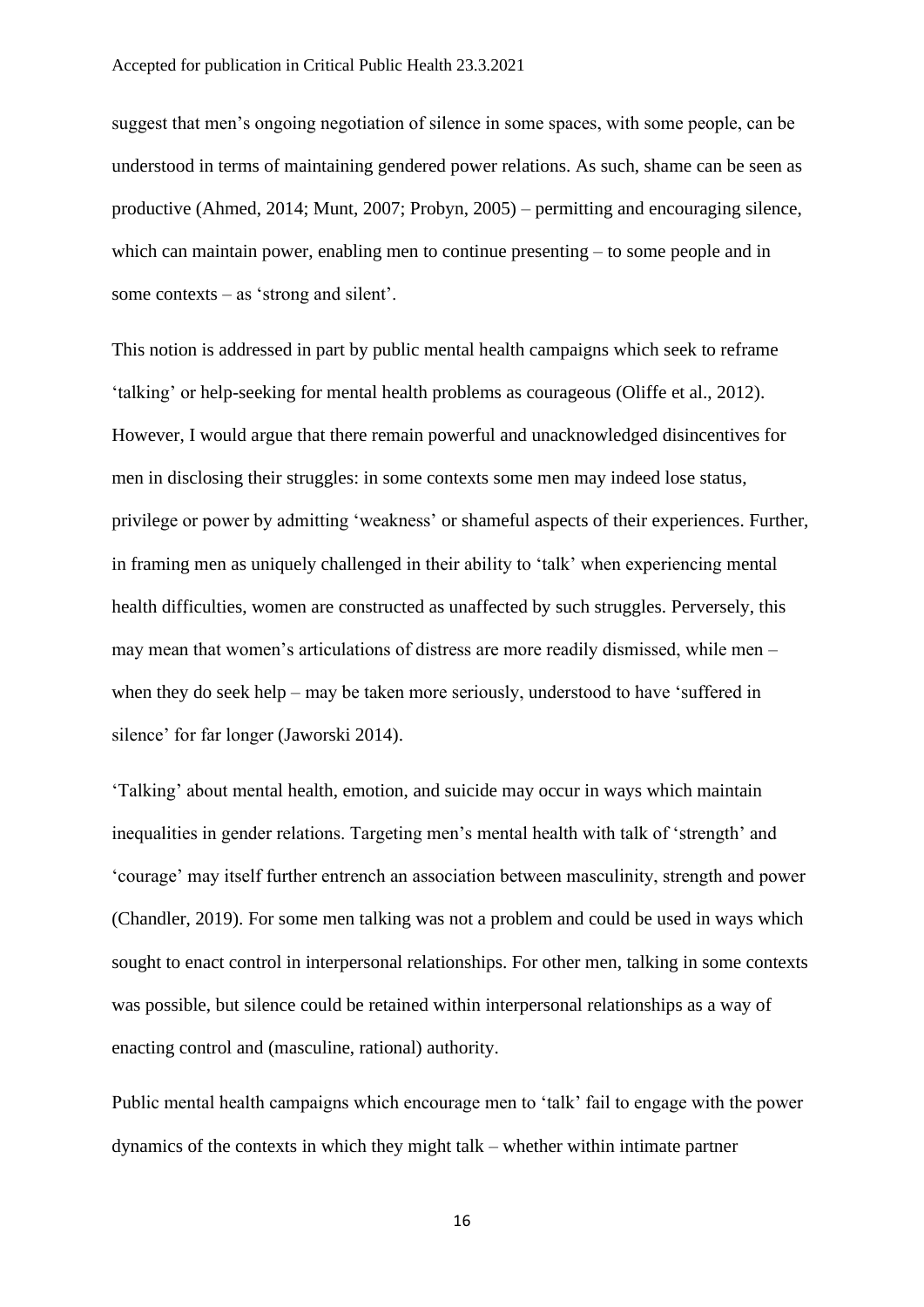suggest that men's ongoing negotiation of silence in some spaces, with some people, can be understood in terms of maintaining gendered power relations. As such, shame can be seen as productive (Ahmed, 2014; Munt, 2007; Probyn, 2005) – permitting and encouraging silence, which can maintain power, enabling men to continue presenting – to some people and in some contexts – as 'strong and silent'.

This notion is addressed in part by public mental health campaigns which seek to reframe 'talking' or help-seeking for mental health problems as courageous (Oliffe et al., 2012). However, I would argue that there remain powerful and unacknowledged disincentives for men in disclosing their struggles: in some contexts some men may indeed lose status, privilege or power by admitting 'weakness' or shameful aspects of their experiences. Further, in framing men as uniquely challenged in their ability to 'talk' when experiencing mental health difficulties, women are constructed as unaffected by such struggles. Perversely, this may mean that women's articulations of distress are more readily dismissed, while men – when they do seek help – may be taken more seriously, understood to have 'suffered in silence' for far longer (Jaworski 2014).

'Talking' about mental health, emotion, and suicide may occur in ways which maintain inequalities in gender relations. Targeting men's mental health with talk of 'strength' and 'courage' may itself further entrench an association between masculinity, strength and power (Chandler, 2019). For some men talking was not a problem and could be used in ways which sought to enact control in interpersonal relationships. For other men, talking in some contexts was possible, but silence could be retained within interpersonal relationships as a way of enacting control and (masculine, rational) authority.

Public mental health campaigns which encourage men to 'talk' fail to engage with the power dynamics of the contexts in which they might talk – whether within intimate partner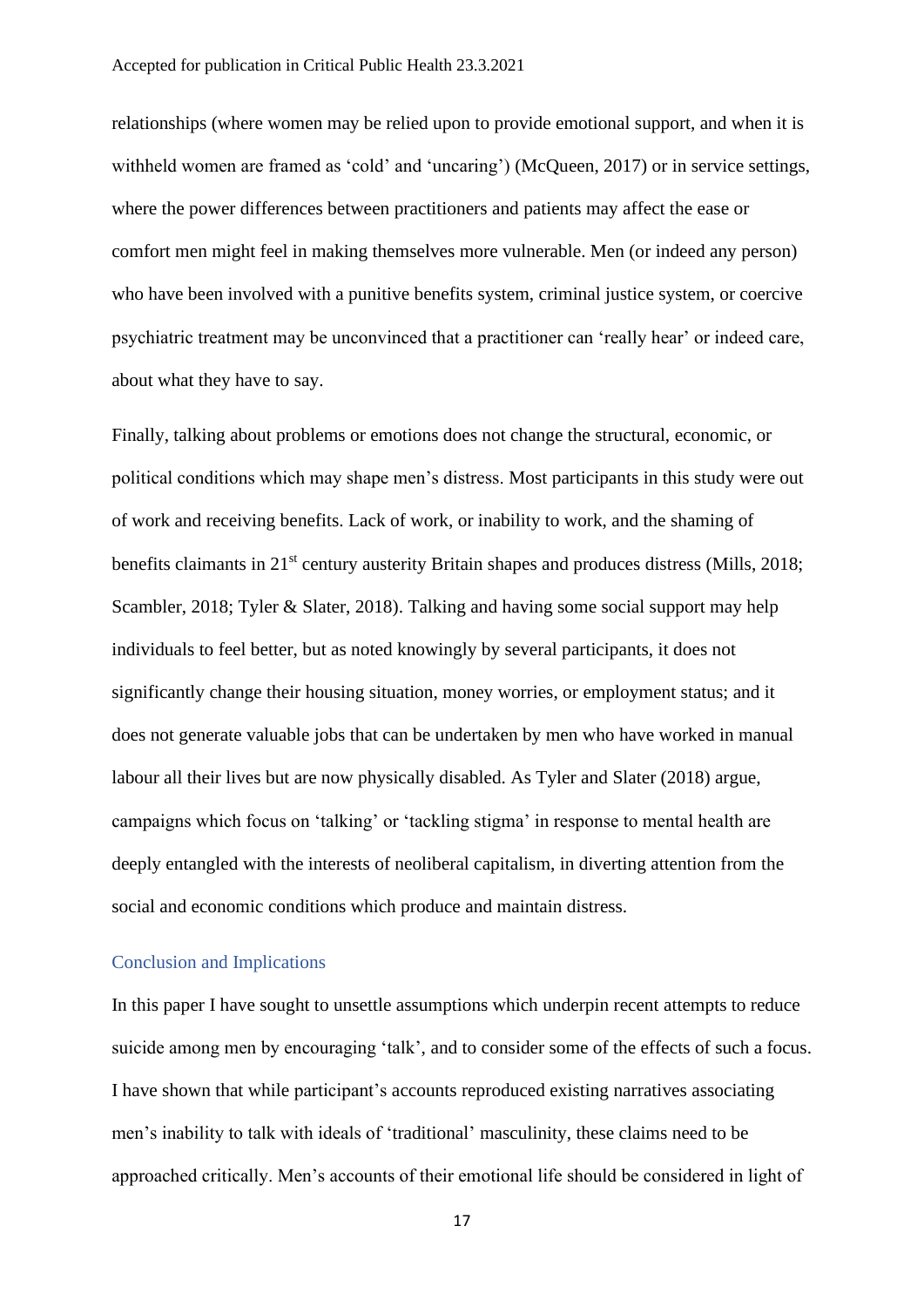relationships (where women may be relied upon to provide emotional support, and when it is withheld women are framed as 'cold' and 'uncaring') (McQueen, 2017) or in service settings, where the power differences between practitioners and patients may affect the ease or comfort men might feel in making themselves more vulnerable. Men (or indeed any person) who have been involved with a punitive benefits system, criminal justice system, or coercive psychiatric treatment may be unconvinced that a practitioner can 'really hear' or indeed care, about what they have to say.

Finally, talking about problems or emotions does not change the structural, economic, or political conditions which may shape men's distress. Most participants in this study were out of work and receiving benefits. Lack of work, or inability to work, and the shaming of benefits claimants in 21st century austerity Britain shapes and produces distress (Mills, 2018; Scambler, 2018; Tyler & Slater, 2018). Talking and having some social support may help individuals to feel better, but as noted knowingly by several participants, it does not significantly change their housing situation, money worries, or employment status; and it does not generate valuable jobs that can be undertaken by men who have worked in manual labour all their lives but are now physically disabled. As Tyler and Slater (2018) argue, campaigns which focus on 'talking' or 'tackling stigma' in response to mental health are deeply entangled with the interests of neoliberal capitalism, in diverting attention from the social and economic conditions which produce and maintain distress.

## Conclusion and Implications

In this paper I have sought to unsettle assumptions which underpin recent attempts to reduce suicide among men by encouraging 'talk', and to consider some of the effects of such a focus. I have shown that while participant's accounts reproduced existing narratives associating men's inability to talk with ideals of 'traditional' masculinity, these claims need to be approached critically. Men's accounts of their emotional life should be considered in light of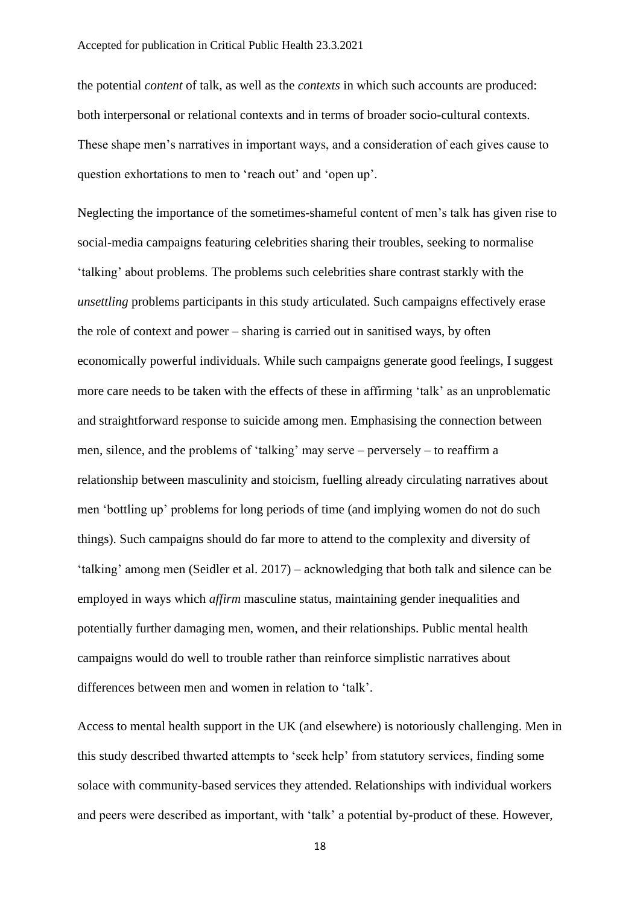the potential *content* of talk, as well as the *contexts* in which such accounts are produced: both interpersonal or relational contexts and in terms of broader socio-cultural contexts. These shape men's narratives in important ways, and a consideration of each gives cause to question exhortations to men to 'reach out' and 'open up'.

Neglecting the importance of the sometimes-shameful content of men's talk has given rise to social-media campaigns featuring celebrities sharing their troubles, seeking to normalise 'talking' about problems. The problems such celebrities share contrast starkly with the *unsettling* problems participants in this study articulated. Such campaigns effectively erase the role of context and power – sharing is carried out in sanitised ways, by often economically powerful individuals. While such campaigns generate good feelings, I suggest more care needs to be taken with the effects of these in affirming 'talk' as an unproblematic and straightforward response to suicide among men. Emphasising the connection between men, silence, and the problems of 'talking' may serve – perversely – to reaffirm a relationship between masculinity and stoicism, fuelling already circulating narratives about men 'bottling up' problems for long periods of time (and implying women do not do such things). Such campaigns should do far more to attend to the complexity and diversity of 'talking' among men (Seidler et al. 2017) – acknowledging that both talk and silence can be employed in ways which *affirm* masculine status, maintaining gender inequalities and potentially further damaging men, women, and their relationships. Public mental health campaigns would do well to trouble rather than reinforce simplistic narratives about differences between men and women in relation to 'talk'.

Access to mental health support in the UK (and elsewhere) is notoriously challenging. Men in this study described thwarted attempts to 'seek help' from statutory services, finding some solace with community-based services they attended. Relationships with individual workers and peers were described as important, with 'talk' a potential by-product of these. However,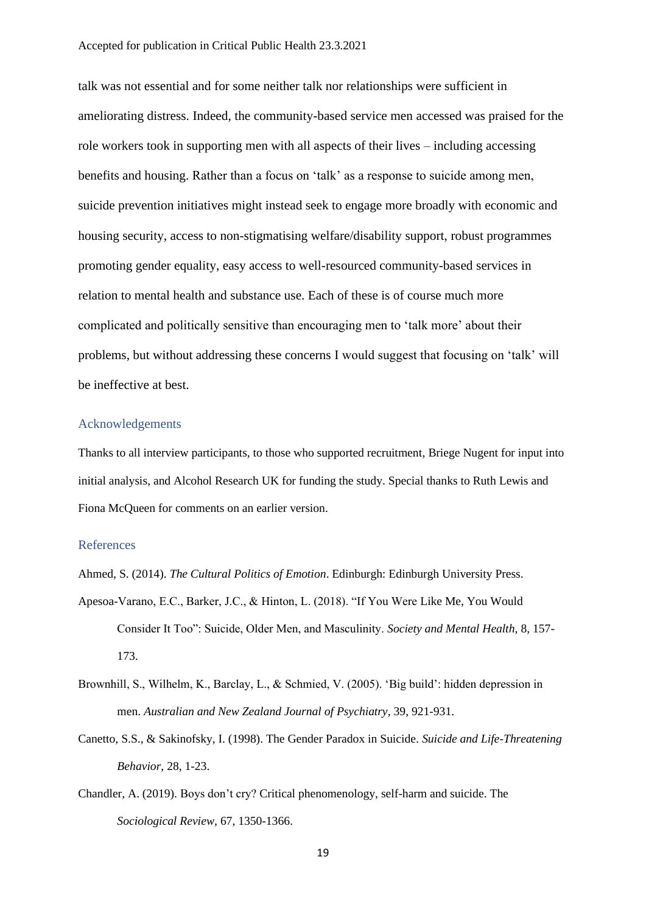talk was not essential and for some neither talk nor relationships were sufficient in ameliorating distress. Indeed, the community-based service men accessed was praised for the role workers took in supporting men with all aspects of their lives – including accessing benefits and housing. Rather than a focus on 'talk' as a response to suicide among men, suicide prevention initiatives might instead seek to engage more broadly with economic and housing security, access to non-stigmatising welfare/disability support, robust programmes promoting gender equality, easy access to well-resourced community-based services in relation to mental health and substance use. Each of these is of course much more complicated and politically sensitive than encouraging men to 'talk more' about their problems, but without addressing these concerns I would suggest that focusing on 'talk' will be ineffective at best.

## Acknowledgements

Thanks to all interview participants, to those who supported recruitment, Briege Nugent for input into initial analysis, and Alcohol Research UK for funding the study. Special thanks to Ruth Lewis and Fiona McQueen for comments on an earlier version.

## References

Ahmed, S. (2014). *The Cultural Politics of Emotion*. Edinburgh: Edinburgh University Press.

Apesoa-Varano, E.C., Barker, J.C., & Hinton, L. (2018). "If You Were Like Me, You Would Consider It Too": Suicide, Older Men, and Masculinity. *Society and Mental Health,* 8, 157-173.

Brownhill, S., Wilhelm, K., Barclay, L., & Schmied, V. (2005). 'Big build': hidden depression in men. *Australian and New Zealand Journal of Psychiatry,* 39, 921-931.

Canetto, S.S., & Sakinofsky, I. (1998). The Gender Paradox in Suicide. *Suicide and Life-Threatening Behavior,* 28, 1-23.

Chandler, A. (2019). Boys don't cry? Critical phenomenology, self-harm and suicide. The *Sociological Review*, 67, 1350-1366.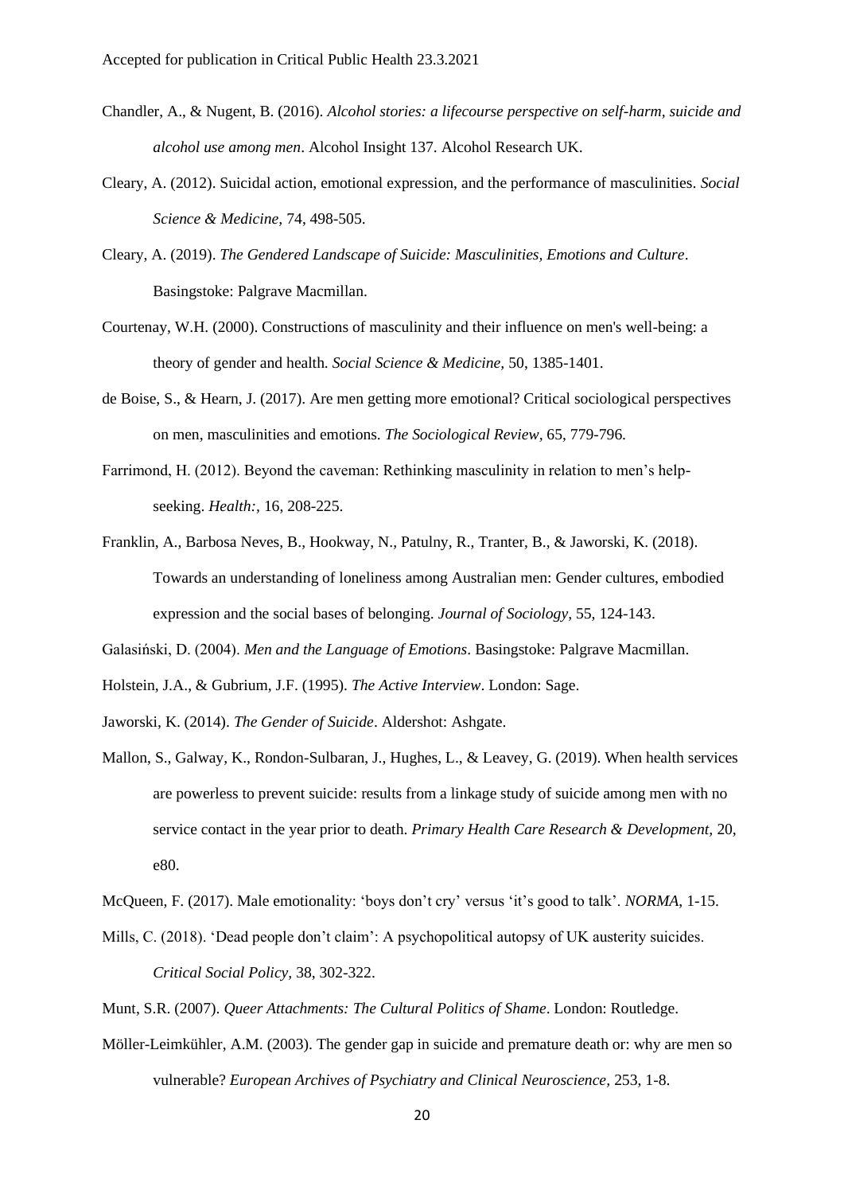Chandler, A., & Nugent, B. (2016). *Alcohol stories: a lifecourse perspective on self-harm, suicide and alcohol use among men*. Alcohol Insight 137. Alcohol Research UK.

Cleary, A. (2012). Suicidal action, emotional expression, and the performance of masculinities. *Social Science & Medicine,* 74, 498-505.

Cleary, A. (2019). *The Gendered Landscape of Suicide: Masculinities, Emotions and Culture*. Basingstoke: Palgrave Macmillan.

Courtenay, W.H. (2000). Constructions of masculinity and their influence on men's well-being: a theory of gender and health*. Social Science & Medicine,* 50, 1385-1401.

de Boise, S., & Hearn, J. (2017). Are men getting more emotional? Critical sociological perspectives on men, masculinities and emotions*. The Sociological Review,* 65, 779-796.

Farrimond, H. (2012). Beyond the caveman: Rethinking masculinity in relation to men's help-seeking. *Health:,* 16, 208-225.

Franklin, A., Barbosa Neves, B., Hookway, N., Patulny, R., Tranter, B., & Jaworski, K. (2018). Towards an understanding of loneliness among Australian men: Gender cultures, embodied expression and the social bases of belonging. *Journal of Sociology,* 55, 124-143.

Galasiński, D. (2004). *Men and the Language of Emotions*. Basingstoke: Palgrave Macmillan.

Holstein, J.A., & Gubrium, J.F. (1995). *The Active Interview*. London: Sage.

Jaworski, K. (2014). *The Gender of Suicide*. Aldershot: Ashgate.

Mallon, S., Galway, K., Rondon-Sulbaran, J., Hughes, L., & Leavey, G. (2019). When health services are powerless to prevent suicide: results from a linkage study of suicide among men with no service contact in the year prior to death. *Primary Health Care Research & Development,* 20, e80.

McQueen, F. (2017). Male emotionality: 'boys don't cry' versus 'it's good to talk'. *NORMA*, 1-15.

Mills, C. (2018). 'Dead people don't claim': A psychopolitical autopsy of UK austerity suicides. *Critical Social Policy,* 38, 302-322.

Munt, S.R. (2007). *Queer Attachments: The Cultural Politics of Shame*. London: Routledge.

Möller-Leimkühler, A.M. (2003). The gender gap in suicide and premature death or: why are men so vulnerable? *European Archives of Psychiatry and Clinical Neuroscience,* 253, 1-8.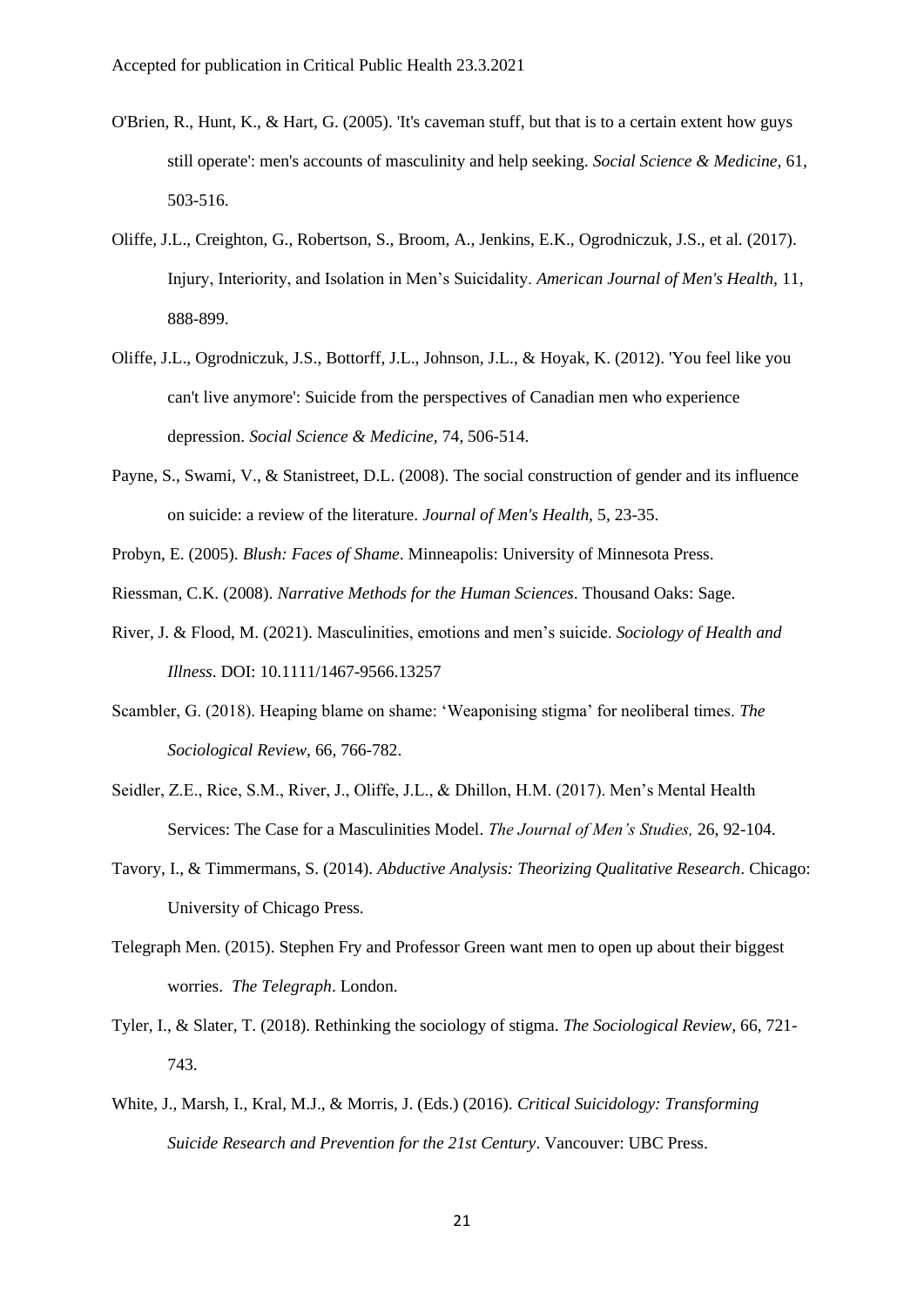O'Brien, R., Hunt, K., & Hart, G. (2005). 'It's caveman stuff, but that is to a certain extent how guys still operate': men's accounts of masculinity and help seeking. *Social Science & Medicine,* 61, 503-516.

Oliffe, J.L., Creighton, G., Robertson, S., Broom, A., Jenkins, E.K., Ogrodniczuk, J.S., et al. (2017). Injury, Interiority, and Isolation in Men's Suicidality. *American Journal of Men's Health*, 11, 888-899.

Oliffe, J.L., Ogrodniczuk, J.S., Bottorff, J.L., Johnson, J.L., & Hoyak, K. (2012). 'You feel like you can't live anymore': Suicide from the perspectives of Canadian men who experience depression. *Social Science & Medicine*, 74, 506-514.

Payne, S., Swami, V., & Stanistreet, D.L. (2008). The social construction of gender and its influence on suicide: a review of the literature. *Journal of Men's Health,* 5, 23-35.

Probyn, E. (2005). *Blush: Faces of Shame*. Minneapolis: University of Minnesota Press.

Riessman, C.K. (2008). *Narrative Methods for the Human Sciences*. Thousand Oaks: Sage.

River, J. & Flood, M. (2021). Masculinities, emotions and men's suicide. *Sociology of Health and Illness*. DOI: 10.1111/1467-9566.13257

Scambler, G. (2018). Heaping blame on shame: 'Weaponising stigma' for neoliberal times. *The Sociological Review,* 66, 766-782.

Seidler, Z.E., Rice, S.M., River, J., Oliffe, J.L., & Dhillon, H.M. (2017). Men's Mental Health Services: The Case for a Masculinities Model. *The Journal of Men's Studies,* 26, 92-104.

Tavory, I., & Timmermans, S. (2014). *Abductive Analysis: Theorizing Qualitative Research*. Chicago: University of Chicago Press.

Telegraph Men. (2015). Stephen Fry and Professor Green want men to open up about their biggest worries. *The Telegraph*. London.

Tyler, I., & Slater, T. (2018). Rethinking the sociology of stigma. *The Sociological Review,* 66, 721-743.

White, J., Marsh, I., Kral, M.J., & Morris, J. (Eds.) (2016). *Critical Suicidology: Transforming Suicide Research and Prevention for the 21st Century*. Vancouver: UBC Press.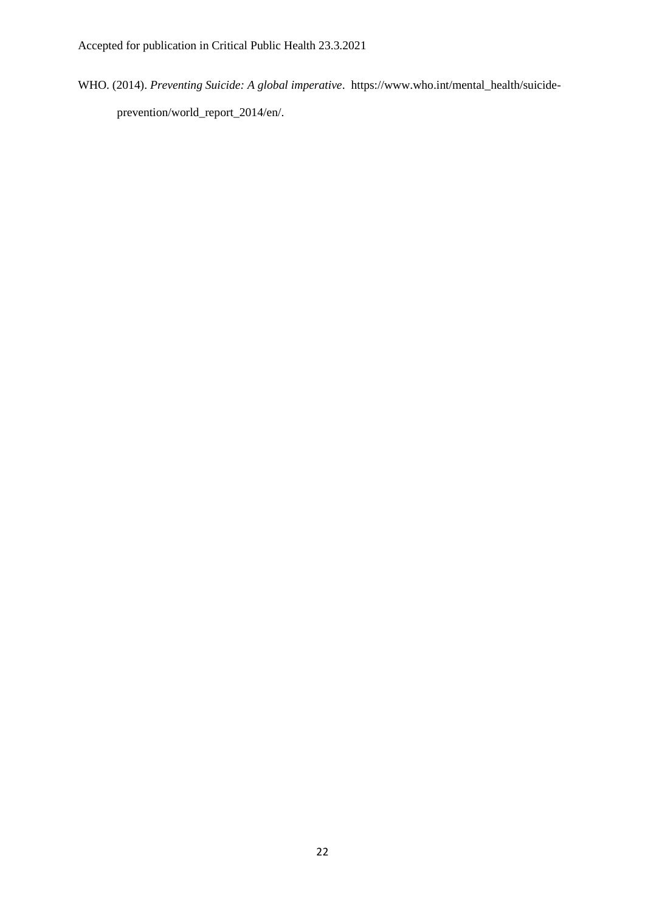WHO. (2014). *Preventing Suicide: A global imperative*. https://www.who.int/mental_health/suicide-prevention/world_report_2014/en/.